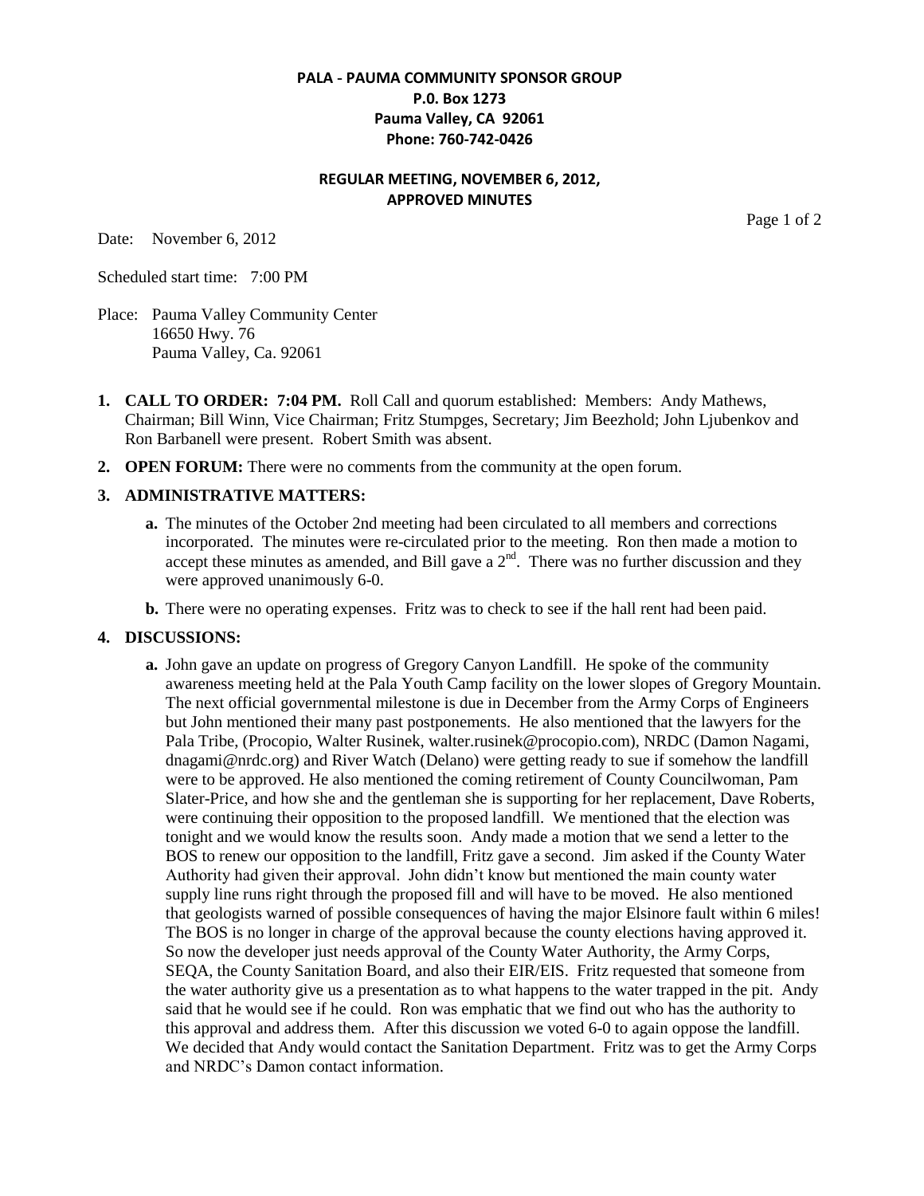**PALA - PAUMA COMMUNITY SPONSOR GROUP**
**P.0. Box 1273**
**Pauma Valley, CA 92061**
**Phone: 760-742-0426**

**REGULAR MEETING, NOVEMBER 6, 2012,**
**APPROVED MINUTES**

Date: November 6, 2012

Scheduled start time: 7:00 PM

Place: Pauma Valley Community Center
16650 Hwy. 76
Pauma Valley, Ca. 92061

1. **CALL TO ORDER: 7:04 PM.** Roll Call and quorum established: Members: Andy Mathews, Chairman; Bill Winn, Vice Chairman; Fritz Stumpges, Secretary; Jim Beezhold; John Ljubenkov and Ron Barbanell were present. Robert Smith was absent.

2. **OPEN FORUM:** There were no comments from the community at the open forum.

3. **ADMINISTRATIVE MATTERS:**

   a. The minutes of the October 2nd meeting had been circulated to all members and corrections incorporated. The minutes were re-circulated prior to the meeting. Ron then made a motion to accept these minutes as amended, and Bill gave a 2nd. There was no further discussion and they were approved unanimously 6-0.

   b. There were no operating expenses. Fritz was to check to see if the hall rent had been paid.

4. **DISCUSSIONS:**

   a. John gave an update on progress of Gregory Canyon Landfill. He spoke of the community awareness meeting held at the Pala Youth Camp facility on the lower slopes of Gregory Mountain. The next official governmental milestone is due in December from the Army Corps of Engineers but John mentioned their many past postponements. He also mentioned that the lawyers for the Pala Tribe, (Procopio, Walter Rusinek, walter.rusinek@procopio.com), NRDC (Damon Nagami, dnagami@nrdc.org) and River Watch (Delano) were getting ready to sue if somehow the landfill were to be approved. He also mentioned the coming retirement of County Councilwoman, Pam Slater-Price, and how she and the gentleman she is supporting for her replacement, Dave Roberts, were continuing their opposition to the proposed landfill. We mentioned that the election was tonight and we would know the results soon. Andy made a motion that we send a letter to the BOS to renew our opposition to the landfill, Fritz gave a second. Jim asked if the County Water Authority had given their approval. John didn't know but mentioned the main county water supply line runs right through the proposed fill and will have to be moved. He also mentioned that geologists warned of possible consequences of having the major Elsinore fault within 6 miles! The BOS is no longer in charge of the approval because the county elections having approved it. So now the developer just needs approval of the County Water Authority, the Army Corps, SEQA, the County Sanitation Board, and also their EIR/EIS. Fritz requested that someone from the water authority give us a presentation as to what happens to the water trapped in the pit. Andy said that he would see if he could. Ron was emphatic that we find out who has the authority to this approval and address them. After this discussion we voted 6-0 to again oppose the landfill. We decided that Andy would contact the Sanitation Department. Fritz was to get the Army Corps and NRDC's Damon contact information.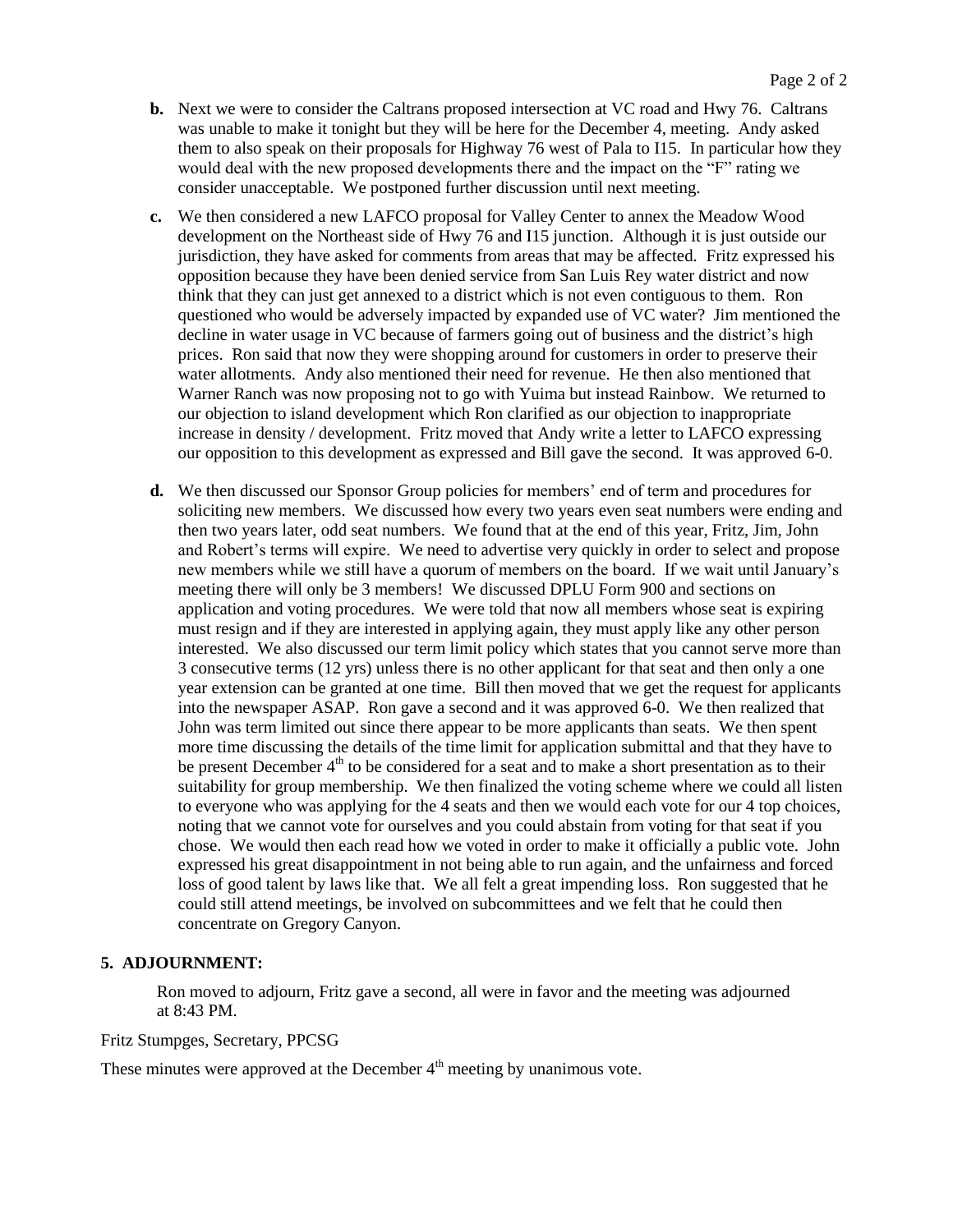**b.** Next we were to consider the Caltrans proposed intersection at VC road and Hwy 76. Caltrans was unable to make it tonight but they will be here for the December 4, meeting. Andy asked them to also speak on their proposals for Highway 76 west of Pala to I15. In particular how they would deal with the new proposed developments there and the impact on the "F" rating we consider unacceptable. We postponed further discussion until next meeting.

**c.** We then considered a new LAFCO proposal for Valley Center to annex the Meadow Wood development on the Northeast side of Hwy 76 and I15 junction. Although it is just outside our jurisdiction, they have asked for comments from areas that may be affected. Fritz expressed his opposition because they have been denied service from San Luis Rey water district and now think that they can just get annexed to a district which is not even contiguous to them. Ron questioned who would be adversely impacted by expanded use of VC water? Jim mentioned the decline in water usage in VC because of farmers going out of business and the district's high prices. Ron said that now they were shopping around for customers in order to preserve their water allotments. Andy also mentioned their need for revenue. He then also mentioned that Warner Ranch was now proposing not to go with Yuima but instead Rainbow. We returned to our objection to island development which Ron clarified as our objection to inappropriate increase in density / development. Fritz moved that Andy write a letter to LAFCO expressing our opposition to this development as expressed and Bill gave the second. It was approved 6-0.

**d.** We then discussed our Sponsor Group policies for members' end of term and procedures for soliciting new members. We discussed how every two years even seat numbers were ending and then two years later, odd seat numbers. We found that at the end of this year, Fritz, Jim, John and Robert's terms will expire. We need to advertise very quickly in order to select and propose new members while we still have a quorum of members on the board. If we wait until January's meeting there will only be 3 members! We discussed DPLU Form 900 and sections on application and voting procedures. We were told that now all members whose seat is expiring must resign and if they are interested in applying again, they must apply like any other person interested. We also discussed our term limit policy which states that you cannot serve more than 3 consecutive terms (12 yrs) unless there is no other applicant for that seat and then only a one year extension can be granted at one time. Bill then moved that we get the request for applicants into the newspaper ASAP. Ron gave a second and it was approved 6-0. We then realized that John was term limited out since there appear to be more applicants than seats. We then spent more time discussing the details of the time limit for application submittal and that they have to be present December 4th to be considered for a seat and to make a short presentation as to their suitability for group membership. We then finalized the voting scheme where we could all listen to everyone who was applying for the 4 seats and then we would each vote for our 4 top choices, noting that we cannot vote for ourselves and you could abstain from voting for that seat if you chose. We would then each read how we voted in order to make it officially a public vote. John expressed his great disappointment in not being able to run again, and the unfairness and forced loss of good talent by laws like that. We all felt a great impending loss. Ron suggested that he could still attend meetings, be involved on subcommittees and we felt that he could then concentrate on Gregory Canyon.

## 5. ADJOURNMENT:

Ron moved to adjourn, Fritz gave a second, all were in favor and the meeting was adjourned at 8:43 PM.

Fritz Stumpges, Secretary, PPCSG

These minutes were approved at the December 4th meeting by unanimous vote.